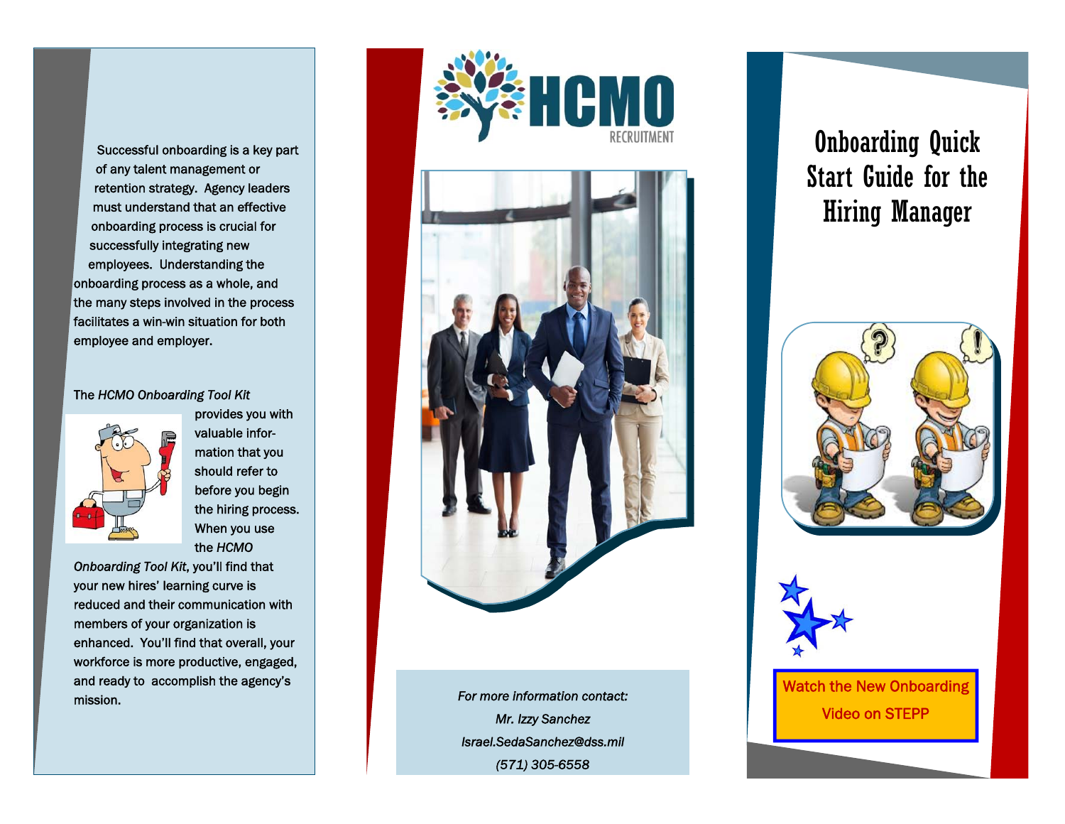Successful onboarding is a key part of any talent management or retention strategy. Agency leaders must understand that an effective onboarding process is crucial for successfully integrating new employees. Understanding the onboarding process as a whole, and the many steps involved in the process facilitates a win-win situation for both employee and employer.

The *HCMO Onboarding Tool Kit* provides you with valuable information that you should refer to before you begin the hiring process. When you use the *HCMO Onboarding Tool Kit*, you'll find that your new hires' learning curve is reduced and their communication with members of your organization is enhanced. You'll find that overall, your workforce is more productive, engaged, and ready to accomplish the agency's mission.

HCMO
RECRUITMENT

*For more information contact:*
*Mr. Izzy Sanchez*
*Israel.SedaSanchez@dss.mil*
*(571) 305-6558*

# Onboarding Quick Start Guide for the Hiring Manager

Watch the New Onboarding Video on STEPP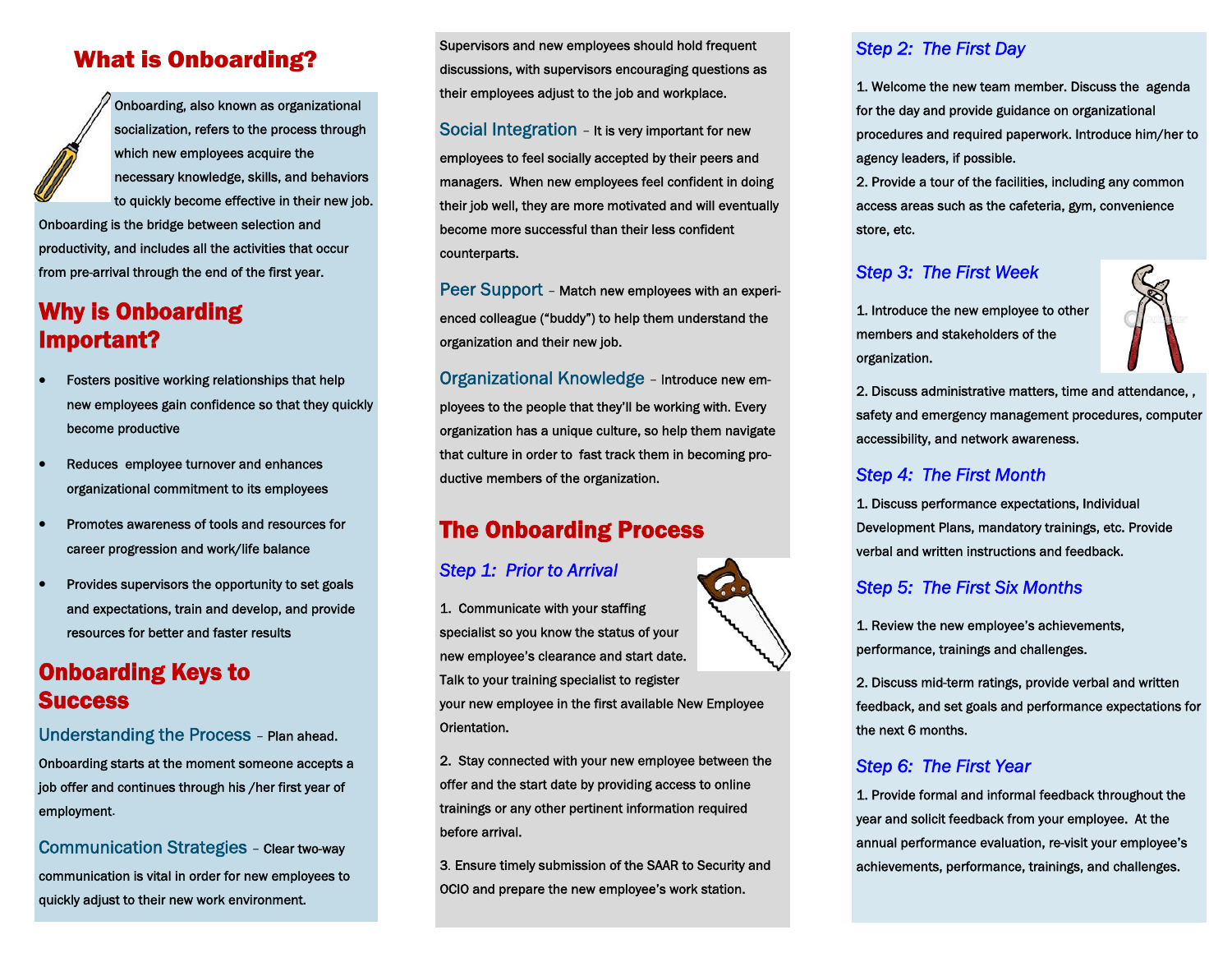# What is Onboarding?

Onboarding, also known as organizational socialization, refers to the process through which new employees acquire the necessary knowledge, skills, and behaviors to quickly become effective in their new job. Onboarding is the bridge between selection and productivity, and includes all the activities that occur from pre-arrival through the end of the first year.

# Why is Onboarding Important?

- Fosters positive working relationships that help new employees gain confidence so that they quickly become productive
- Reduces employee turnover and enhances organizational commitment to its employees
- Promotes awareness of tools and resources for career progression and work/life balance
- Provides supervisors the opportunity to set goals and expectations, train and develop, and provide resources for better and faster results

# Onboarding Keys to Success

**Understanding the Process** – Plan ahead. Onboarding starts at the moment someone accepts a job offer and continues through his /her first year of employment.

**Communication Strategies** – Clear two-way communication is vital in order for new employees to quickly adjust to their new work environment. Supervisors and new employees should hold frequent discussions, with supervisors encouraging questions as their employees adjust to the job and workplace.

**Social Integration** – It is very important for new employees to feel socially accepted by their peers and managers. When new employees feel confident in doing their job well, they are more motivated and will eventually become more successful than their less confident counterparts.

**Peer Support** – Match new employees with an experienced colleague ("buddy") to help them understand the organization and their new job.

**Organizational Knowledge** – Introduce new employees to the people that they'll be working with. Every organization has a unique culture, so help them navigate that culture in order to fast track them in becoming productive members of the organization.

# The Onboarding Process

## *Step 1: Prior to Arrival*

1. Communicate with your staffing specialist so you know the status of your new employee's clearance and start date. Talk to your training specialist to register your new employee in the first available New Employee Orientation.

2. Stay connected with your new employee between the offer and the start date by providing access to online trainings or any other pertinent information required before arrival.

3. Ensure timely submission of the SAAR to Security and OCIO and prepare the new employee's work station.

## *Step 2: The First Day*

1. Welcome the new team member. Discuss the agenda for the day and provide guidance on organizational procedures and required paperwork. Introduce him/her to agency leaders, if possible.
2. Provide a tour of the facilities, including any common access areas such as the cafeteria, gym, convenience store, etc.

## *Step 3: The First Week*

1. Introduce the new employee to other members and stakeholders of the organization.

2. Discuss administrative matters, time and attendance, , safety and emergency management procedures, computer accessibility, and network awareness.

## *Step 4: The First Month*

1. Discuss performance expectations, Individual Development Plans, mandatory trainings, etc. Provide verbal and written instructions and feedback.

## *Step 5: The First Six Months*

1. Review the new employee's achievements, performance, trainings and challenges.

2. Discuss mid-term ratings, provide verbal and written feedback, and set goals and performance expectations for the next 6 months.

## *Step 6: The First Year*

1. Provide formal and informal feedback throughout the year and solicit feedback from your employee. At the annual performance evaluation, re-visit your employee's achievements, performance, trainings, and challenges.